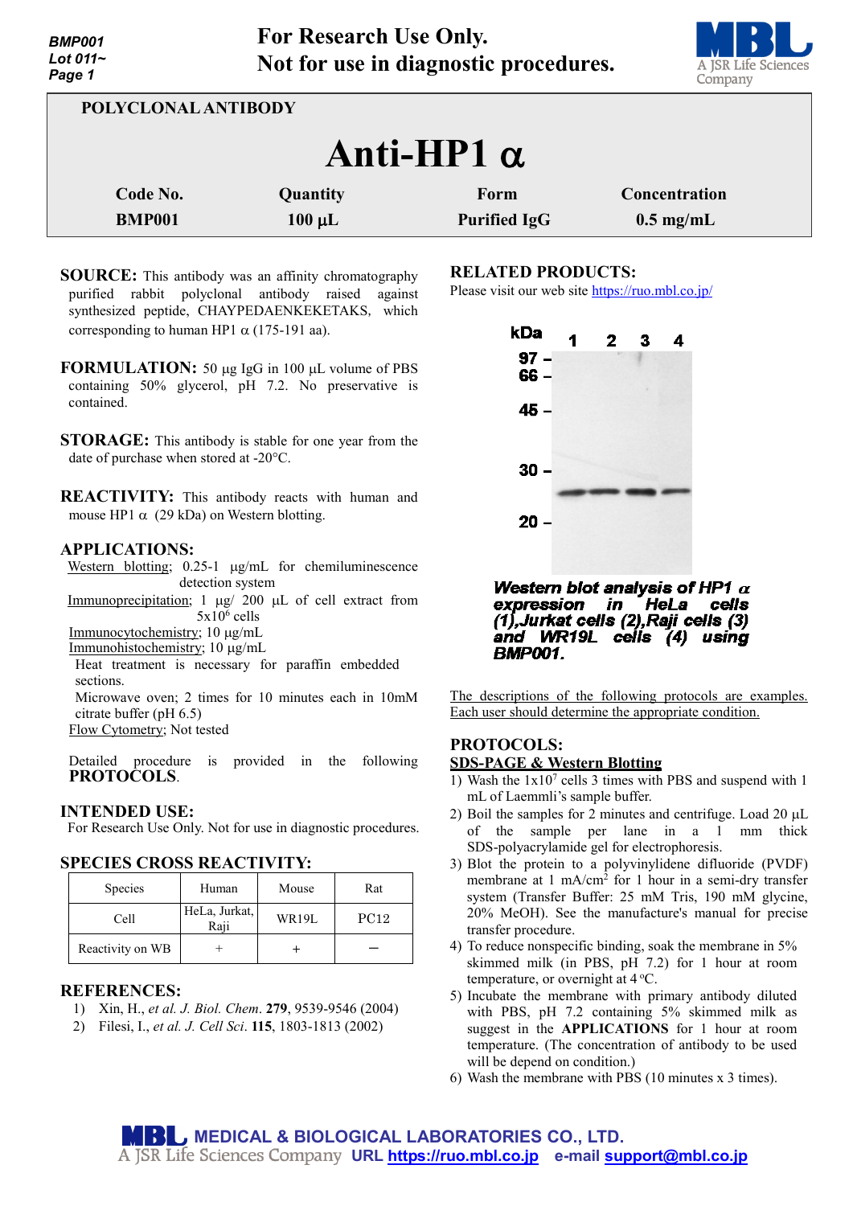For Research Use Only.
Not for use in diagnostic procedures.

**POLYCLONAL ANTIBODY**

# Anti-HP1 α

| Code No. | Quantity | Form | Concentration |
|---|---|---|---|
| BMP001 | 100 µL | Purified IgG | 0.5 mg/mL |

**SOURCE:** This antibody was an affinity chromatography purified rabbit polyclonal antibody raised against synthesized peptide, CHAYPEDAENKEKETAKS, which corresponding to human HP1 α (175-191 aa).

**FORMULATION:** 50 µg IgG in 100 µL volume of PBS containing 50% glycerol, pH 7.2. No preservative is contained.

**STORAGE:** This antibody is stable for one year from the date of purchase when stored at -20°C.

**REACTIVITY:** This antibody reacts with human and mouse HP1 α (29 kDa) on Western blotting.

**APPLICATIONS:**

Western blotting; 0.25-1 µg/mL for chemiluminescence detection system
Immunoprecipitation; 1 µg/ 200 µL of cell extract from $5 \times 10^6$ cells
Immunocytochemistry; 10 µg/mL
Immunohistochemistry; 10 µg/mL
Heat treatment is necessary for paraffin embedded sections.
Microwave oven; 2 times for 10 minutes each in 10mM citrate buffer (pH 6.5)
Flow Cytometry; Not tested

Detailed procedure is provided in the following **PROTOCOLS**.

**INTENDED USE:**
For Research Use Only. Not for use in diagnostic procedures.

**SPECIES CROSS REACTIVITY:**

| Species | Human | Mouse | Rat |
|---|---|---|---|
| Cell | HeLa, Jurkat, Raji | WR19L | PC12 |
| Reactivity on WB | + | + | – |

**REFERENCES:**
1) Xin, H., *et al. J. Biol. Chem*. **279**, 9539-9546 (2004)
2) Filesi, I., *et al. J. Cell Sci*. **115**, 1803-1813 (2002)

**RELATED PRODUCTS:**
Please visit our web site https://ruo.mbl.co.jp/

***Western blot analysis of HP1 α expression in HeLa cells (1), Jurkat cells (2), Raji cells (3) and WR19L cells (4) using BMP001.***

The descriptions of the following protocols are examples. Each user should determine the appropriate condition.

**PROTOCOLS:**

**SDS-PAGE & Western Blotting**

1) Wash the $1 \times 10^7$ cells 3 times with PBS and suspend with 1 mL of Laemmli's sample buffer.
2) Boil the samples for 2 minutes and centrifuge. Load 20 µL of the sample per lane in a 1 mm thick SDS-polyacrylamide gel for electrophoresis.
3) Blot the protein to a polyvinylidene difluoride (PVDF) membrane at 1 mA/cm² for 1 hour in a semi-dry transfer system (Transfer Buffer: 25 mM Tris, 190 mM glycine, 20% MeOH). See the manufacture's manual for precise transfer procedure.
4) To reduce nonspecific binding, soak the membrane in 5% skimmed milk (in PBS, pH 7.2) for 1 hour at room temperature, or overnight at 4 ºC.
5) Incubate the membrane with primary antibody diluted with PBS, pH 7.2 containing 5% skimmed milk as suggest in the **APPLICATIONS** for 1 hour at room temperature. (The concentration of antibody to be used will be depend on condition.)
6) Wash the membrane with PBS (10 minutes x 3 times).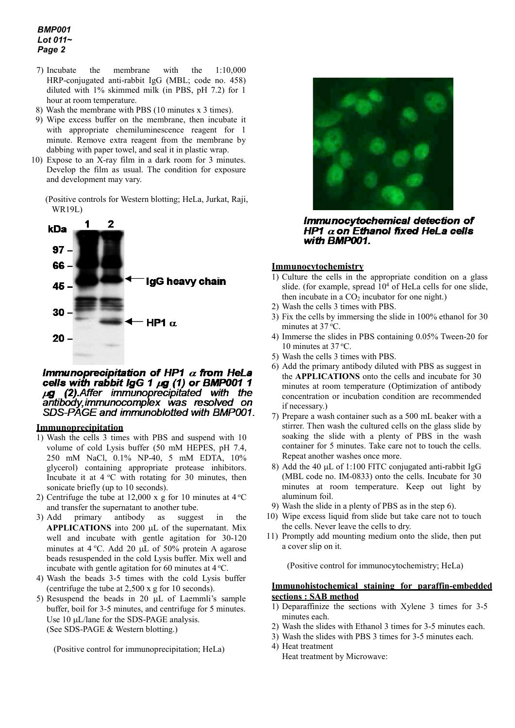7) Incubate the membrane with the 1:10,000 HRP-conjugated anti-rabbit IgG (MBL; code no. 458) diluted with 1% skimmed milk (in PBS, pH 7.2) for 1 hour at room temperature.
8) Wash the membrane with PBS (10 minutes x 3 times).
9) Wipe excess buffer on the membrane, then incubate it with appropriate chemiluminescence reagent for 1 minute. Remove extra reagent from the membrane by dabbing with paper towel, and seal it in plastic wrap.
10) Expose to an X-ray film in a dark room for 3 minutes. Develop the film as usual. The condition for exposure and development may vary.

(Positive controls for Western blotting; HeLa, Jurkat, Raji, WR19L)

***Immunoprecipitation of HP1 α from HeLa cells with rabbit IgG 1 μg (1) or BMP001 1 μg (2).** After immunoprecipitated with the antibody,immunocomplex was resolved on SDS-PAGE and immunoblotted with BMP001.*

## Immunoprecipitation

1) Wash the cells 3 times with PBS and suspend with 10 volume of cold Lysis buffer (50 mM HEPES, pH 7.4, 250 mM NaCl, 0.1% NP-40, 5 mM EDTA, 10% glycerol) containing appropriate protease inhibitors. Incubate it at 4 °C with rotating for 30 minutes, then sonicate briefly (up to 10 seconds).
2) Centrifuge the tube at 12,000 x g for 10 minutes at 4 °C and transfer the supernatant to another tube.
3) Add primary antibody as suggest in the **APPLICATIONS** into 200 μL of the supernatant. Mix well and incubate with gentle agitation for 30-120 minutes at 4 °C. Add 20 μL of 50% protein A agarose beads resuspended in the cold Lysis buffer. Mix well and incubate with gentle agitation for 60 minutes at 4 °C.
4) Wash the beads 3-5 times with the cold Lysis buffer (centrifuge the tube at 2,500 x g for 10 seconds).
5) Resuspend the beads in 20 μL of Laemmli's sample buffer, boil for 3-5 minutes, and centrifuge for 5 minutes. Use 10 μL/lane for the SDS-PAGE analysis. (See SDS-PAGE & Western blotting.)

(Positive control for immunoprecipitation; HeLa)

***Immunocytochemical detection of HP1 α on Ethanol fixed HeLa cells with BMP001.***

## Immunocytochemistry

1) Culture the cells in the appropriate condition on a glass slide. (for example, spread $10^4$ of HeLa cells for one slide, then incubate in a $CO_2$ incubator for one night.)
2) Wash the cells 3 times with PBS.
3) Fix the cells by immersing the slide in 100% ethanol for 30 minutes at 37 °C.
4) Immerse the slides in PBS containing 0.05% Tween-20 for 10 minutes at 37 °C.
5) Wash the cells 3 times with PBS.
6) Add the primary antibody diluted with PBS as suggest in the **APPLICATIONS** onto the cells and incubate for 30 minutes at room temperature (Optimization of antibody concentration or incubation condition are recommended if necessary.)
7) Prepare a wash container such as a 500 mL beaker with a stirrer. Then wash the cultured cells on the glass slide by soaking the slide with a plenty of PBS in the wash container for 5 minutes. Take care not to touch the cells. Repeat another washes once more.
8) Add the 40 μL of 1:100 FITC conjugated anti-rabbit IgG (MBL code no. IM-0833) onto the cells. Incubate for 30 minutes at room temperature. Keep out light by aluminum foil.
9) Wash the slide in a plenty of PBS as in the step 6).
10) Wipe excess liquid from slide but take care not to touch the cells. Never leave the cells to dry.
11) Promptly add mounting medium onto the slide, then put a cover slip on it.

(Positive control for immunocytochemistry; HeLa)

## Immunohistochemical staining for paraffin-embedded sections : SAB method

1) Deparaffinize the sections with Xylene 3 times for 3-5 minutes each.
2) Wash the slides with Ethanol 3 times for 3-5 minutes each.
3) Wash the slides with PBS 3 times for 3-5 minutes each.
4) Heat treatment

   Heat treatment by Microwave: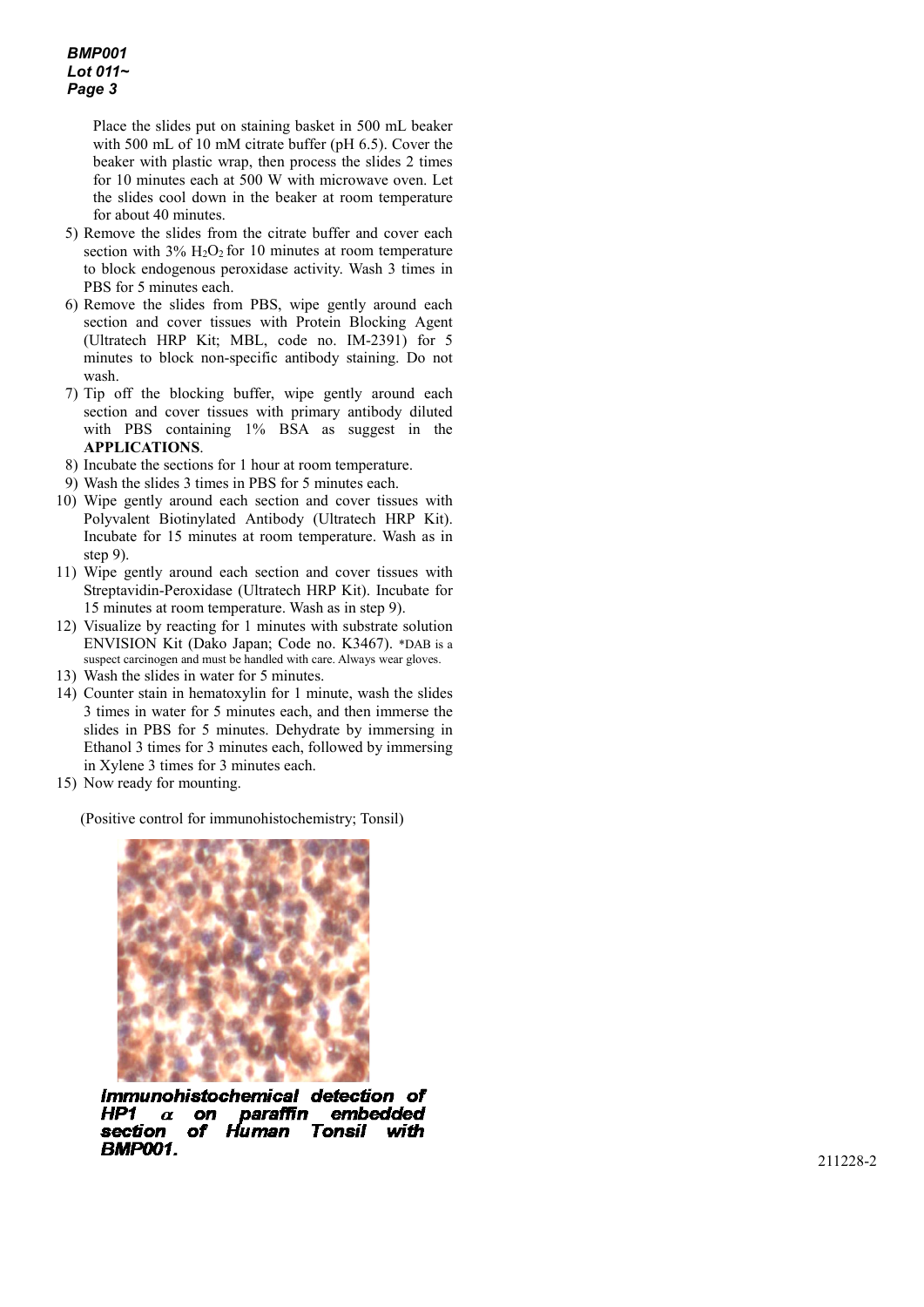Place the slides put on staining basket in 500 mL beaker with 500 mL of 10 mM citrate buffer (pH 6.5). Cover the beaker with plastic wrap, then process the slides 2 times for 10 minutes each at 500 W with microwave oven. Let the slides cool down in the beaker at room temperature for about 40 minutes.

5) Remove the slides from the citrate buffer and cover each section with 3% $H_2O_2$ for 10 minutes at room temperature to block endogenous peroxidase activity. Wash 3 times in PBS for 5 minutes each.
6) Remove the slides from PBS, wipe gently around each section and cover tissues with Protein Blocking Agent (Ultratech HRP Kit; MBL, code no. IM-2391) for 5 minutes to block non-specific antibody staining. Do not wash.
7) Tip off the blocking buffer, wipe gently around each section and cover tissues with primary antibody diluted with PBS containing 1% BSA as suggest in the **APPLICATIONS**.
8) Incubate the sections for 1 hour at room temperature.
9) Wash the slides 3 times in PBS for 5 minutes each.
10) Wipe gently around each section and cover tissues with Polyvalent Biotinylated Antibody (Ultratech HRP Kit). Incubate for 15 minutes at room temperature. Wash as in step 9).
11) Wipe gently around each section and cover tissues with Streptavidin-Peroxidase (Ultratech HRP Kit). Incubate for 15 minutes at room temperature. Wash as in step 9).
12) Visualize by reacting for 1 minutes with substrate solution ENVISION Kit (Dako Japan; Code no. K3467). *DAB is a suspect carcinogen and must be handled with care. Always wear gloves.
13) Wash the slides in water for 5 minutes.
14) Counter stain in hematoxylin for 1 minute, wash the slides 3 times in water for 5 minutes each, and then immerse the slides in PBS for 5 minutes. Dehydrate by immersing in Ethanol 3 times for 3 minutes each, followed by immersing in Xylene 3 times for 3 minutes each.
15) Now ready for mounting.

(Positive control for immunohistochemistry; Tonsil)

***Immunohistochemical detection of HP1 $\alpha$ on paraffin embedded section of Human Tonsil with BMP001.***

211228-2